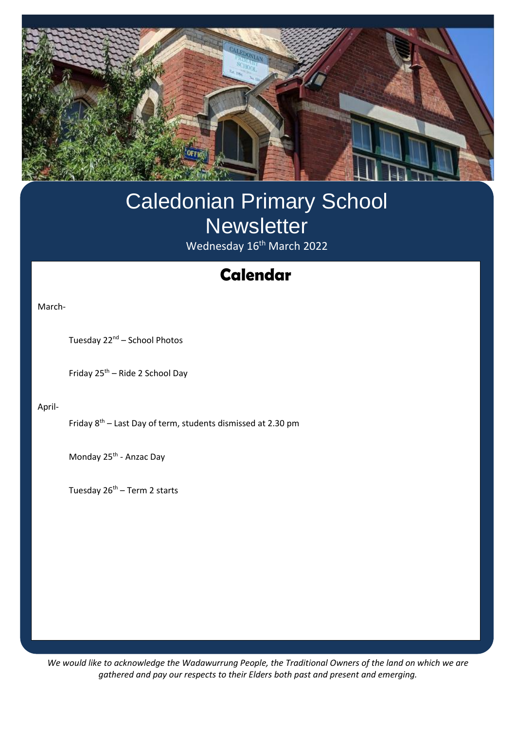# Caledonian Primary School Newsletter

Wednesday 16th March 2022

## Calendar

March-

Tuesday 22nd – School Photos

Friday 25th – Ride 2 School Day

April-

Friday 8th – Last Day of term, students dismissed at 2.30 pm

Monday 25th - Anzac Day

Tuesday 26th – Term 2 starts

*We would like to acknowledge the Wadawurrung People, the Traditional Owners of the land on which we are gathered and pay our respects to their Elders both past and present and emerging.*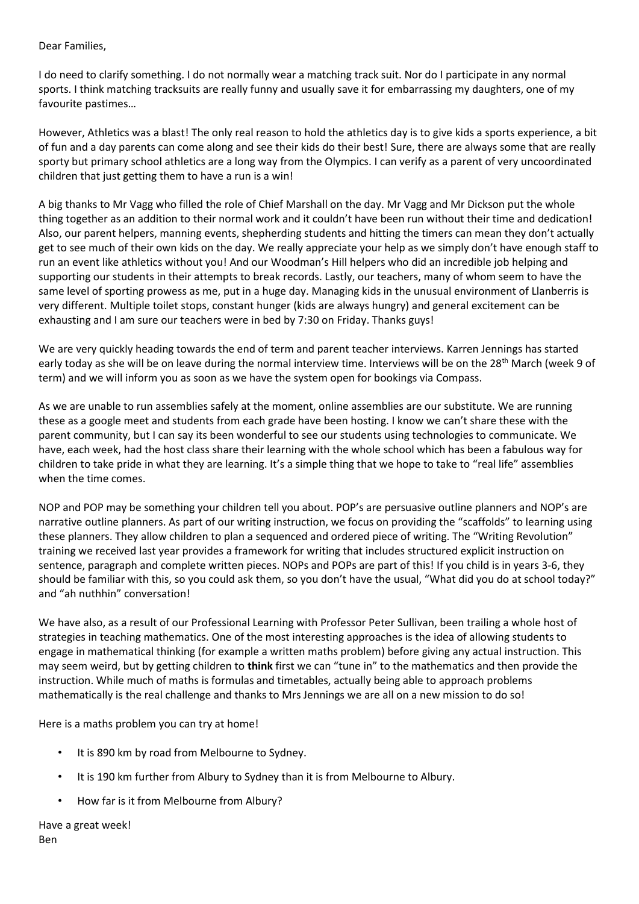Dear Families,

I do need to clarify something. I do not normally wear a matching track suit. Nor do I participate in any normal sports. I think matching tracksuits are really funny and usually save it for embarrassing my daughters, one of my favourite pastimes…

However, Athletics was a blast! The only real reason to hold the athletics day is to give kids a sports experience, a bit of fun and a day parents can come along and see their kids do their best! Sure, there are always some that are really sporty but primary school athletics are a long way from the Olympics. I can verify as a parent of very uncoordinated children that just getting them to have a run is a win!

A big thanks to Mr Vagg who filled the role of Chief Marshall on the day. Mr Vagg and Mr Dickson put the whole thing together as an addition to their normal work and it couldn't have been run without their time and dedication! Also, our parent helpers, manning events, shepherding students and hitting the timers can mean they don't actually get to see much of their own kids on the day. We really appreciate your help as we simply don't have enough staff to run an event like athletics without you! And our Woodman's Hill helpers who did an incredible job helping and supporting our students in their attempts to break records. Lastly, our teachers, many of whom seem to have the same level of sporting prowess as me, put in a huge day. Managing kids in the unusual environment of Llanberris is very different. Multiple toilet stops, constant hunger (kids are always hungry) and general excitement can be exhausting and I am sure our teachers were in bed by 7:30 on Friday. Thanks guys!

We are very quickly heading towards the end of term and parent teacher interviews. Karren Jennings has started early today as she will be on leave during the normal interview time. Interviews will be on the 28th March (week 9 of term) and we will inform you as soon as we have the system open for bookings via Compass.

As we are unable to run assemblies safely at the moment, online assemblies are our substitute. We are running these as a google meet and students from each grade have been hosting. I know we can't share these with the parent community, but I can say its been wonderful to see our students using technologies to communicate. We have, each week, had the host class share their learning with the whole school which has been a fabulous way for children to take pride in what they are learning. It's a simple thing that we hope to take to "real life" assemblies when the time comes.

NOP and POP may be something your children tell you about. POP's are persuasive outline planners and NOP's are narrative outline planners. As part of our writing instruction, we focus on providing the "scaffolds" to learning using these planners. They allow children to plan a sequenced and ordered piece of writing. The "Writing Revolution" training we received last year provides a framework for writing that includes structured explicit instruction on sentence, paragraph and complete written pieces. NOPs and POPs are part of this! If you child is in years 3-6, they should be familiar with this, so you could ask them, so you don't have the usual, "What did you do at school today?" and "ah nuthhin" conversation!

We have also, as a result of our Professional Learning with Professor Peter Sullivan, been trailing a whole host of strategies in teaching mathematics. One of the most interesting approaches is the idea of allowing students to engage in mathematical thinking (for example a written maths problem) before giving any actual instruction. This may seem weird, but by getting children to **think** first we can "tune in" to the mathematics and then provide the instruction. While much of maths is formulas and timetables, actually being able to approach problems mathematically is the real challenge and thanks to Mrs Jennings we are all on a new mission to do so!

Here is a maths problem you can try at home!

- It is 890 km by road from Melbourne to Sydney.
- It is 190 km further from Albury to Sydney than it is from Melbourne to Albury.
- How far is it from Melbourne from Albury?

Have a great week!
Ben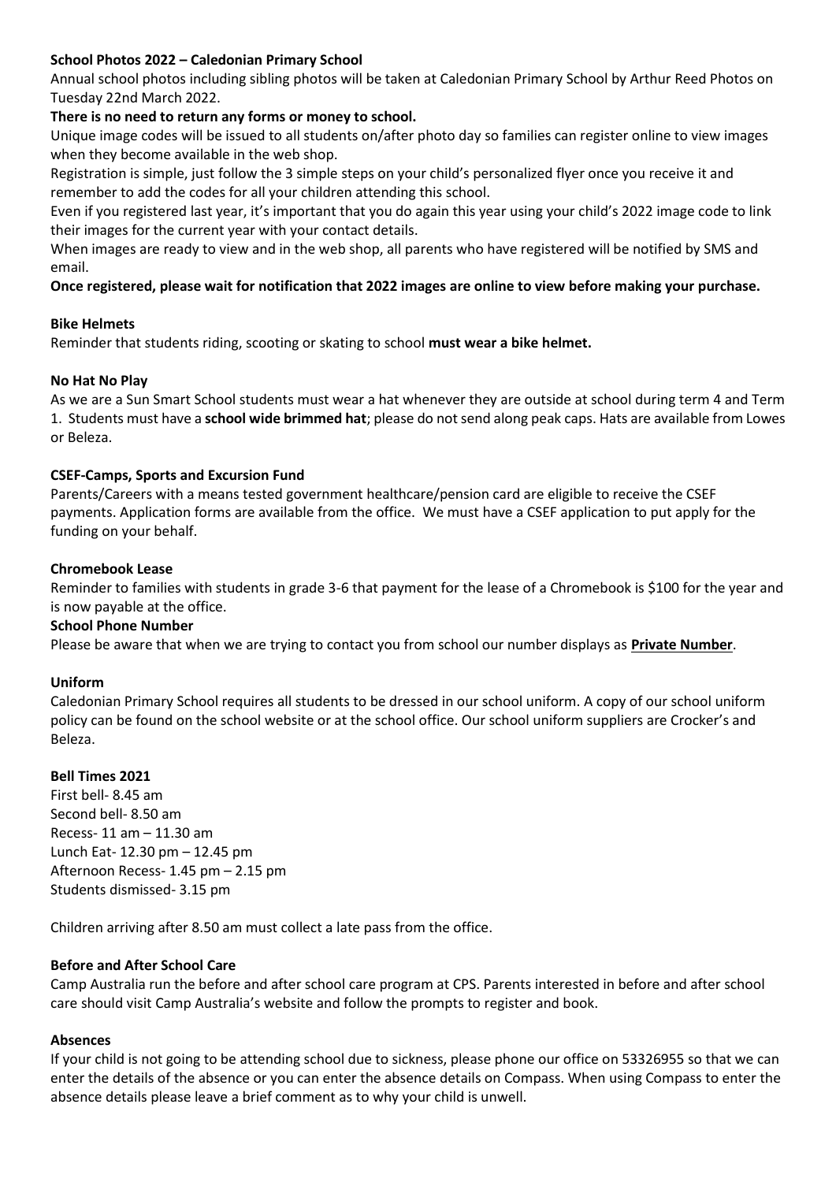**School Photos 2022 – Caledonian Primary School**

Annual school photos including sibling photos will be taken at Caledonian Primary School by Arthur Reed Photos on Tuesday 22nd March 2022.

**There is no need to return any forms or money to school.**

Unique image codes will be issued to all students on/after photo day so families can register online to view images when they become available in the web shop.

Registration is simple, just follow the 3 simple steps on your child's personalized flyer once you receive it and remember to add the codes for all your children attending this school.

Even if you registered last year, it's important that you do again this year using your child's 2022 image code to link their images for the current year with your contact details.

When images are ready to view and in the web shop, all parents who have registered will be notified by SMS and email.

**Once registered, please wait for notification that 2022 images are online to view before making your purchase.**

**Bike Helmets**

Reminder that students riding, scooting or skating to school **must wear a bike helmet.**

**No Hat No Play**

As we are a Sun Smart School students must wear a hat whenever they are outside at school during term 4 and Term 1. Students must have a **school wide brimmed hat**; please do not send along peak caps. Hats are available from Lowes or Beleza.

**CSEF-Camps, Sports and Excursion Fund**

Parents/Careers with a means tested government healthcare/pension card are eligible to receive the CSEF payments. Application forms are available from the office. We must have a CSEF application to put apply for the funding on your behalf.

**Chromebook Lease**

Reminder to families with students in grade 3-6 that payment for the lease of a Chromebook is $100 for the year and is now payable at the office.

**School Phone Number**

Please be aware that when we are trying to contact you from school our number displays as **Private Number**.

**Uniform**

Caledonian Primary School requires all students to be dressed in our school uniform. A copy of our school uniform policy can be found on the school website or at the school office. Our school uniform suppliers are Crocker's and Beleza.

**Bell Times 2021**

First bell- 8.45 am
Second bell- 8.50 am
Recess- 11 am – 11.30 am
Lunch Eat- 12.30 pm – 12.45 pm
Afternoon Recess- 1.45 pm – 2.15 pm
Students dismissed- 3.15 pm

Children arriving after 8.50 am must collect a late pass from the office.

**Before and After School Care**

Camp Australia run the before and after school care program at CPS. Parents interested in before and after school care should visit Camp Australia's website and follow the prompts to register and book.

**Absences**

If your child is not going to be attending school due to sickness, please phone our office on 53326955 so that we can enter the details of the absence or you can enter the absence details on Compass. When using Compass to enter the absence details please leave a brief comment as to why your child is unwell.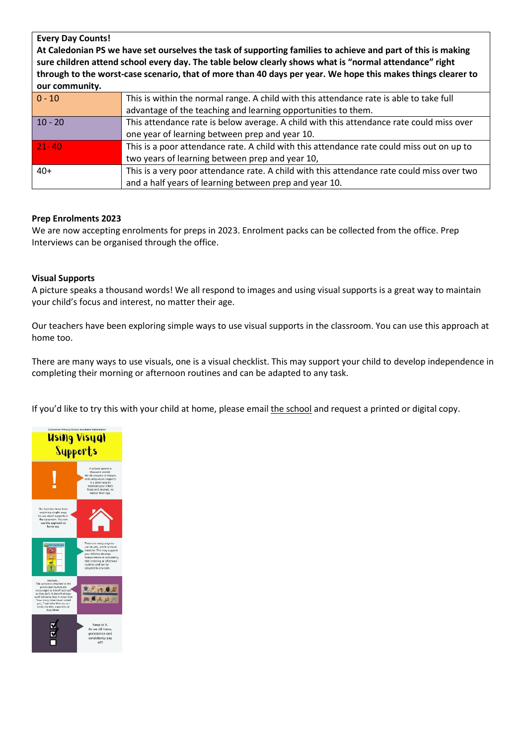| **Every Day Counts!** **At Caledonian PS we have set ourselves the task of supporting families to achieve and part of this is making sure children attend school every day. The table below clearly shows what is "normal attendance" right through to the worst-case scenario, that of more than 40 days per year. We hope this makes things clearer to our community.** | |
|---|---|
| 0 - 10 | This is within the normal range. A child with this attendance rate is able to take full advantage of the teaching and learning opportunities to them. |
| 10 - 20 | This attendance rate is below average. A child with this attendance rate could miss over one year of learning between prep and year 10. |
| 21- 40 | This is a poor attendance rate. A child with this attendance rate could miss out on up to two years of learning between prep and year 10, |
| 40+ | This is a very poor attendance rate. A child with this attendance rate could miss over two and a half years of learning between prep and year 10. |

**Prep Enrolments 2023**

We are now accepting enrolments for preps in 2023. Enrolment packs can be collected from the office. Prep Interviews can be organised through the office.

**Visual Supports**

A picture speaks a thousand words! We all respond to images and using visual supports is a great way to maintain your child's focus and interest, no matter their age.

Our teachers have been exploring simple ways to use visual supports in the classroom. You can use this approach at home too.

There are many ways to use visuals, one is a visual checklist. This may support your child to develop independence in completing their morning or afternoon routines and can be adapted to any task.

If you'd like to try this with your child at home, please email the school and request a printed or digital copy.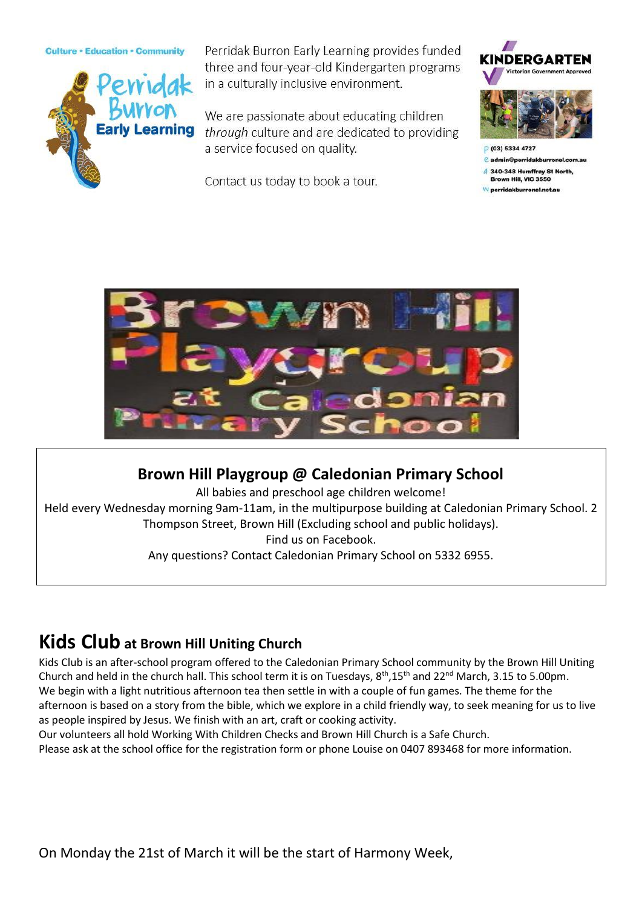Culture • Education • Community

Perridak Burron Early Learning

Perridak Burron Early Learning provides funded three and four-year-old Kindergarten programs in a culturally inclusive environment.

We are passionate about educating children *through* culture and are dedicated to providing a service focused on quality.

Contact us today to book a tour.

KINDERGARTEN Victorian Government Approved

P (03) 5334 4727
E admin@perridakburronel.com.au
A 340-348 Humffray St North, Brown Hill, VIC 3550
W perridakburronel.net.au

Brown Hill Playgroup at Caledonian Primary School

## Brown Hill Playgroup @ Caledonian Primary School

All babies and preschool age children welcome!
Held every Wednesday morning 9am-11am, in the multipurpose building at Caledonian Primary School. 2 Thompson Street, Brown Hill (Excluding school and public holidays).
Find us on Facebook.
Any questions? Contact Caledonian Primary School on 5332 6955.

## Kids Club at Brown Hill Uniting Church

Kids Club is an after-school program offered to the Caledonian Primary School community by the Brown Hill Uniting Church and held in the church hall. This school term it is on Tuesdays, 8th,15th and 22nd March, 3.15 to 5.00pm.
We begin with a light nutritious afternoon tea then settle in with a couple of fun games. The theme for the afternoon is based on a story from the bible, which we explore in a child friendly way, to seek meaning for us to live as people inspired by Jesus. We finish with an art, craft or cooking activity.
Our volunteers all hold Working With Children Checks and Brown Hill Church is a Safe Church.
Please ask at the school office for the registration form or phone Louise on 0407 893468 for more information.

On Monday the 21st of March it will be the start of Harmony Week,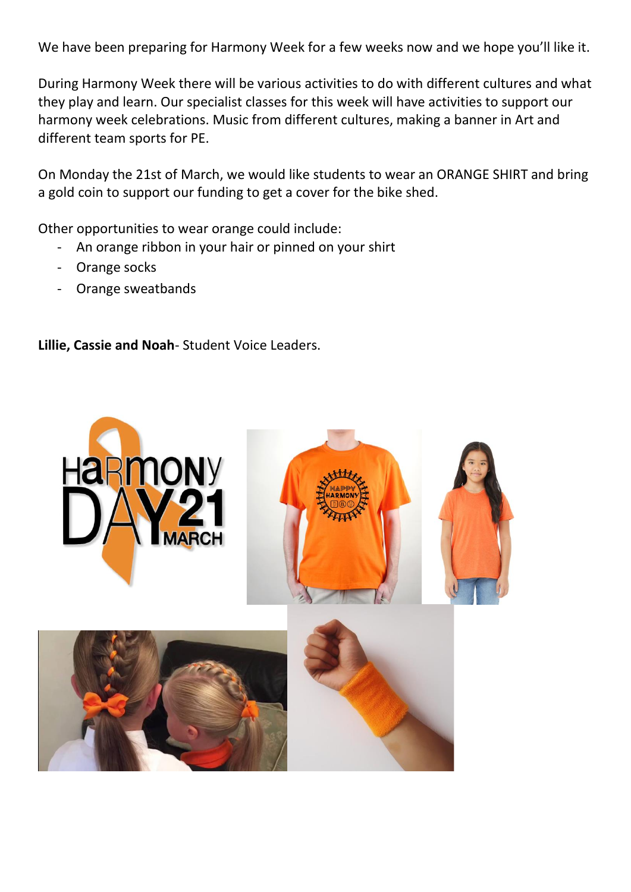We have been preparing for Harmony Week for a few weeks now and we hope you'll like it.

During Harmony Week there will be various activities to do with different cultures and what they play and learn. Our specialist classes for this week will have activities to support our harmony week celebrations. Music from different cultures, making a banner in Art and different team sports for PE.

On Monday the 21st of March, we would like students to wear an ORANGE SHIRT and bring a gold coin to support our funding to get a cover for the bike shed.

Other opportunities to wear orange could include:

- An orange ribbon in your hair or pinned on your shirt
- Orange socks
- Orange sweatbands

**Lillie, Cassie and Noah**- Student Voice Leaders.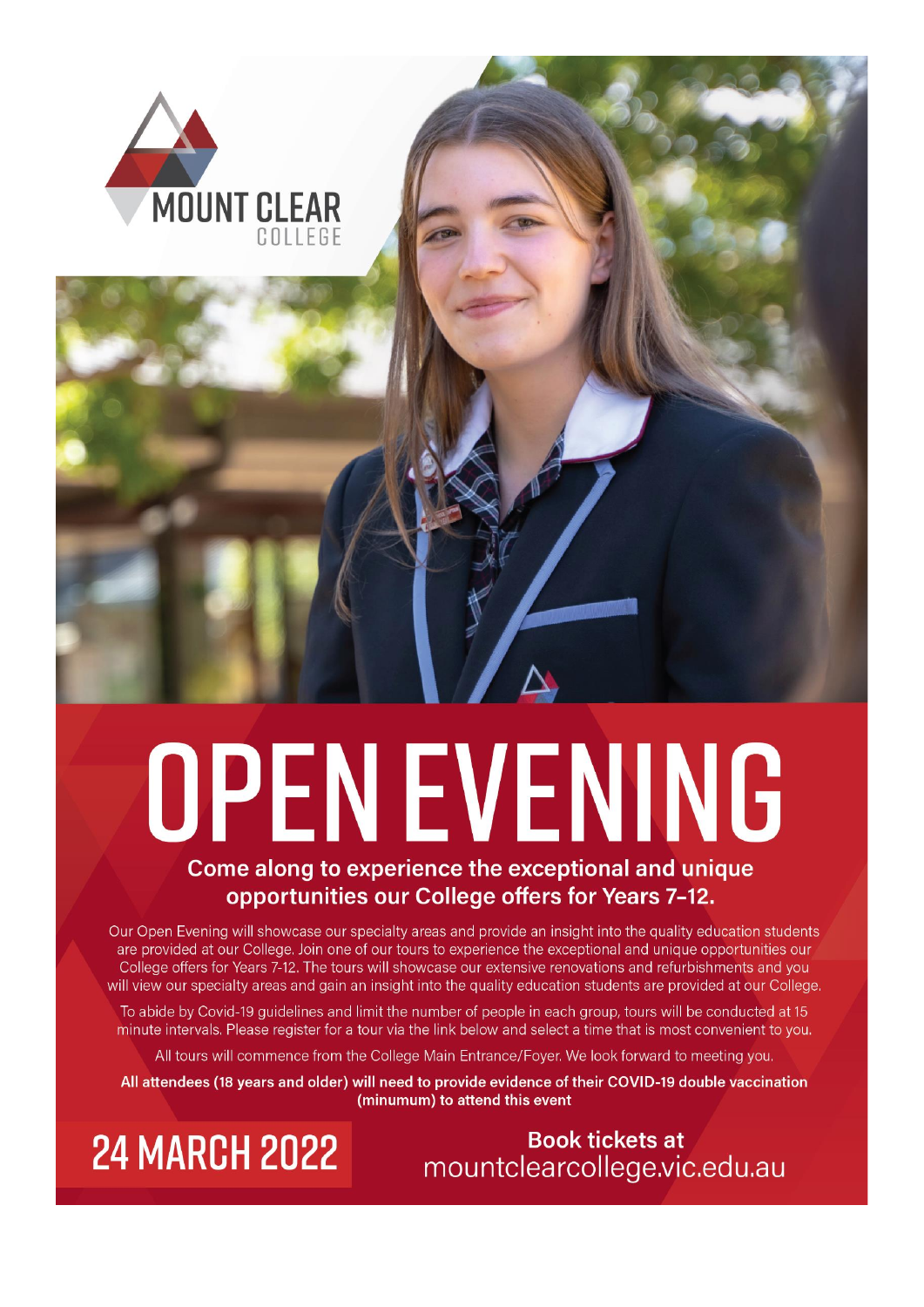MOUNT CLEAR
COLLEGE

# OPEN EVENING

## Come along to experience the exceptional and unique opportunities our College offers for Years 7–12.

Our Open Evening will showcase our specialty areas and provide an insight into the quality education students are provided at our College. Join one of our tours to experience the exceptional and unique opportunities our College offers for Years 7-12. The tours will showcase our extensive renovations and refurbishments and you will view our specialty areas and gain an insight into the quality education students are provided at our College.

To abide by Covid-19 guidelines and limit the number of people in each group, tours will be conducted at 15 minute intervals. Please register for a tour via the link below and select a time that is most convenient to you.

All tours will commence from the College Main Entrance/Foyer. We look forward to meeting you.

**All attendees (18 years and older) will need to provide evidence of their COVID-19 double vaccination (minumum) to attend this event**

## 24 MARCH 2022

**Book tickets at**
mountclearcollege.vic.edu.au